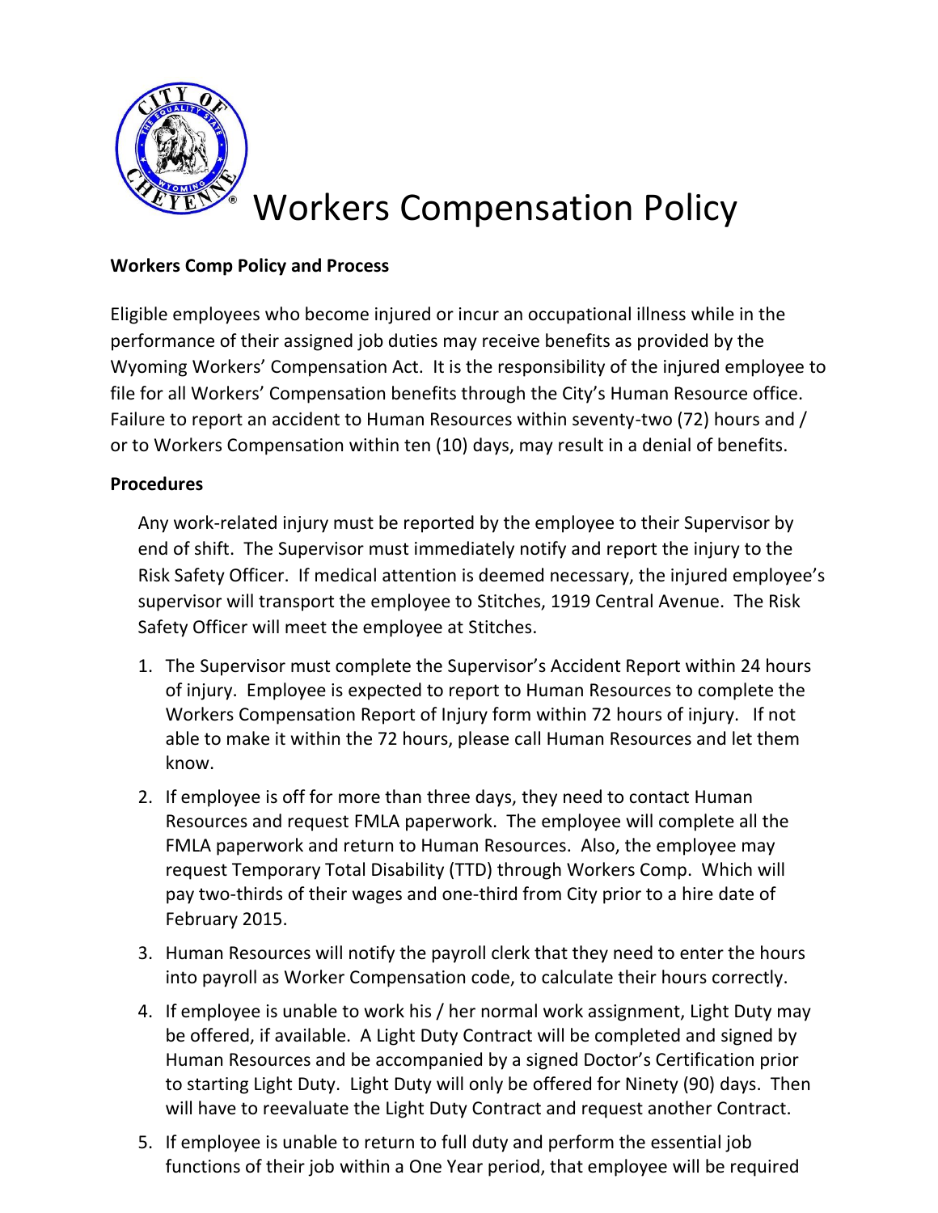# Workers Compensation Policy

**Workers Comp Policy and Process**

Eligible employees who become injured or incur an occupational illness while in the performance of their assigned job duties may receive benefits as provided by the Wyoming Workers' Compensation Act. It is the responsibility of the injured employee to file for all Workers' Compensation benefits through the City's Human Resource office. Failure to report an accident to Human Resources within seventy-two (72) hours and / or to Workers Compensation within ten (10) days, may result in a denial of benefits.

**Procedures**

Any work-related injury must be reported by the employee to their Supervisor by end of shift. The Supervisor must immediately notify and report the injury to the Risk Safety Officer. If medical attention is deemed necessary, the injured employee's supervisor will transport the employee to Stitches, 1919 Central Avenue. The Risk Safety Officer will meet the employee at Stitches.

1. The Supervisor must complete the Supervisor's Accident Report within 24 hours of injury. Employee is expected to report to Human Resources to complete the Workers Compensation Report of Injury form within 72 hours of injury. If not able to make it within the 72 hours, please call Human Resources and let them know.
2. If employee is off for more than three days, they need to contact Human Resources and request FMLA paperwork. The employee will complete all the FMLA paperwork and return to Human Resources. Also, the employee may request Temporary Total Disability (TTD) through Workers Comp. Which will pay two-thirds of their wages and one-third from City prior to a hire date of February 2015.
3. Human Resources will notify the payroll clerk that they need to enter the hours into payroll as Worker Compensation code, to calculate their hours correctly.
4. If employee is unable to work his / her normal work assignment, Light Duty may be offered, if available. A Light Duty Contract will be completed and signed by Human Resources and be accompanied by a signed Doctor's Certification prior to starting Light Duty. Light Duty will only be offered for Ninety (90) days. Then will have to reevaluate the Light Duty Contract and request another Contract.
5. If employee is unable to return to full duty and perform the essential job functions of their job within a One Year period, that employee will be required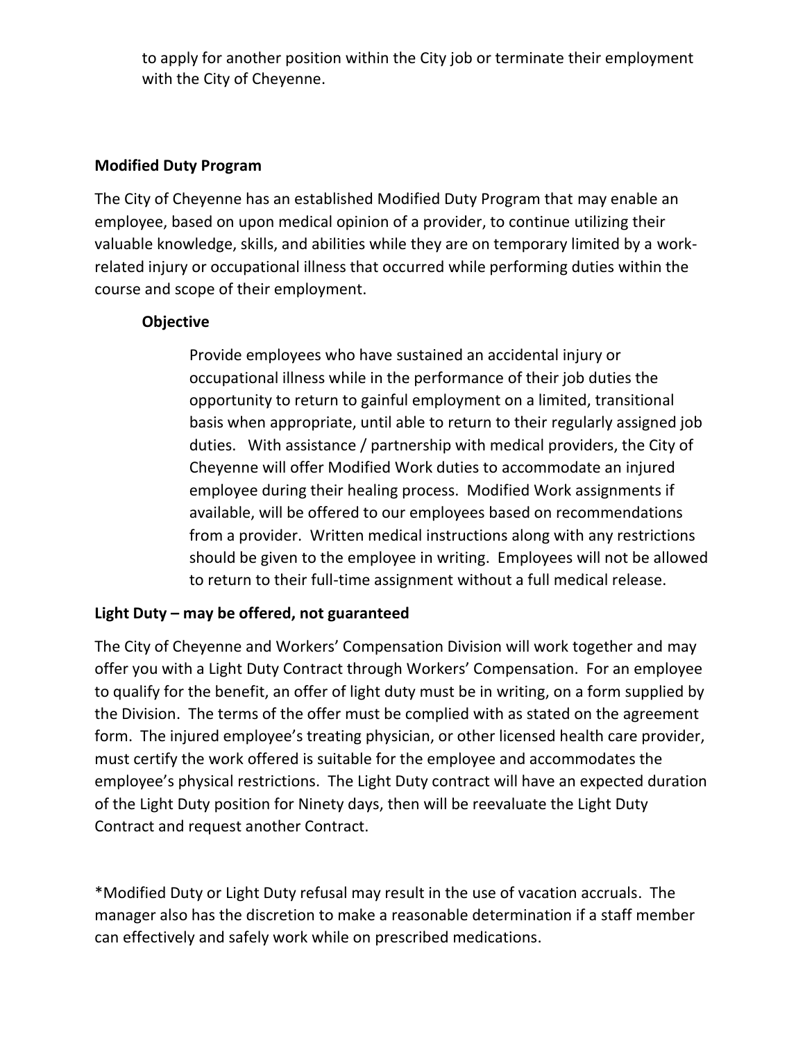to apply for another position within the City job or terminate their employment with the City of Cheyenne.

**Modified Duty Program**

The City of Cheyenne has an established Modified Duty Program that may enable an employee, based on upon medical opinion of a provider, to continue utilizing their valuable knowledge, skills, and abilities while they are on temporary limited by a work-related injury or occupational illness that occurred while performing duties within the course and scope of their employment.

**Objective**

Provide employees who have sustained an accidental injury or occupational illness while in the performance of their job duties the opportunity to return to gainful employment on a limited, transitional basis when appropriate, until able to return to their regularly assigned job duties. With assistance / partnership with medical providers, the City of Cheyenne will offer Modified Work duties to accommodate an injured employee during their healing process. Modified Work assignments if available, will be offered to our employees based on recommendations from a provider. Written medical instructions along with any restrictions should be given to the employee in writing. Employees will not be allowed to return to their full-time assignment without a full medical release.

**Light Duty – may be offered, not guaranteed**

The City of Cheyenne and Workers' Compensation Division will work together and may offer you with a Light Duty Contract through Workers' Compensation. For an employee to qualify for the benefit, an offer of light duty must be in writing, on a form supplied by the Division. The terms of the offer must be complied with as stated on the agreement form. The injured employee's treating physician, or other licensed health care provider, must certify the work offered is suitable for the employee and accommodates the employee's physical restrictions. The Light Duty contract will have an expected duration of the Light Duty position for Ninety days, then will be reevaluate the Light Duty Contract and request another Contract.

*Modified Duty or Light Duty refusal may result in the use of vacation accruals. The manager also has the discretion to make a reasonable determination if a staff member can effectively and safely work while on prescribed medications.